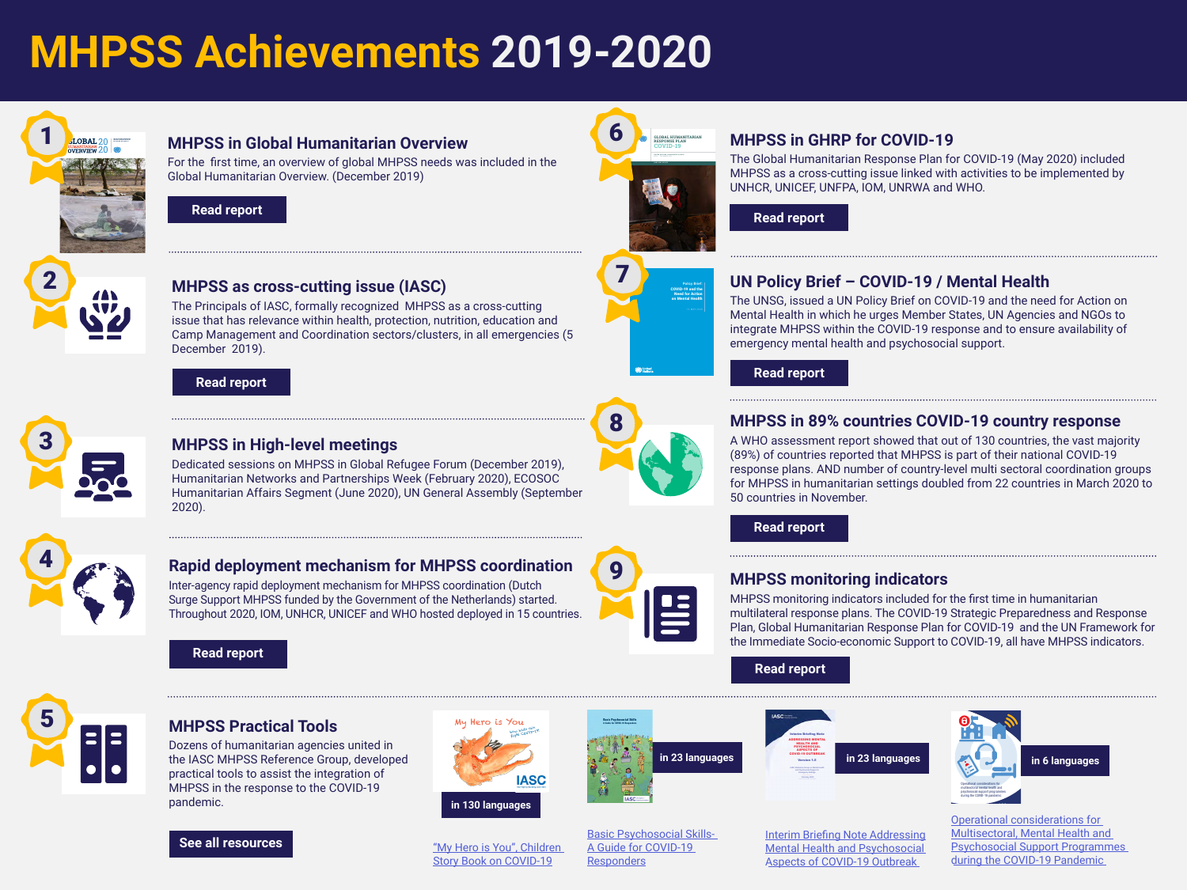# MHPSS Achievements 2019-2020

## 1 MHPSS in Global Humanitarian Overview

For the first time, an overview of global MHPSS needs was included in the Global Humanitarian Overview. (December 2019)

Read report

## 2 MHPSS as cross-cutting issue (IASC)

The Principals of IASC, formally recognized MHPSS as a cross-cutting issue that has relevance within health, protection, nutrition, education and Camp Management and Coordination sectors/clusters, in all emergencies (5 December 2019).

Read report

## 3 MHPSS in High-level meetings

Dedicated sessions on MHPSS in Global Refugee Forum (December 2019), Humanitarian Networks and Partnerships Week (February 2020), ECOSOC Humanitarian Affairs Segment (June 2020), UN General Assembly (September 2020).

## 4 Rapid deployment mechanism for MHPSS coordination

Inter-agency rapid deployment mechanism for MHPSS coordination (Dutch Surge Support MHPSS funded by the Government of the Netherlands) started. Throughout 2020, IOM, UNHCR, UNICEF and WHO hosted deployed in 15 countries.

Read report

## 5 MHPSS Practical Tools

Dozens of humanitarian agencies united in the IASC MHPSS Reference Group, developed practical tools to assist the integration of MHPSS in the response to the COVID-19 pandemic.

See all resources

- "My Hero is You", Children Story Book on COVID-19 — in 130 languages
- Basic Psychosocial Skills- A Guide for COVID-19 Responders — in 23 languages
- Interim Briefing Note Addressing Mental Health and Psychosocial Aspects of COVID-19 Outbreak — in 23 languages
- Operational considerations for Multisectoral, Mental Health and Psychosocial Support Programmes during the COVID-19 Pandemic — in 6 languages

## 6 MHPSS in GHRP for COVID-19

The Global Humanitarian Response Plan for COVID-19 (May 2020) included MHPSS as a cross-cutting issue linked with activities to be implemented by UNHCR, UNICEF, UNFPA, IOM, UNRWA and WHO.

Read report

## 7 UN Policy Brief – COVID-19 / Mental Health

The UNSG, issued a UN Policy Brief on COVID-19 and the need for Action on Mental Health in which he urges Member States, UN Agencies and NGOs to integrate MHPSS into the COVID-19 response and to ensure availability of emergency mental health and psychosocial support.

Read report

## 8 MHPSS in 89% countries COVID-19 country response

A WHO assessment report showed that out of 130 countries, the vast majority (89%) of countries reported that MHPSS is part of their national COVID-19 response plans. AND number of country-level multi sectoral coordination groups for MHPSS in humanitarian settings doubled from 22 countries in March 2020 to 50 countries in November.

Read report

## 9 MHPSS monitoring indicators

MHPSS monitoring indicators included for the first time in humanitarian multilateral response plans. The COVID-19 Strategic Preparedness and Response Plan, Global Humanitarian Response Plan for COVID-19 and the UN Framework for the Immediate Socio-economic Support to COVID-19, all have MHPSS indicators.

Read report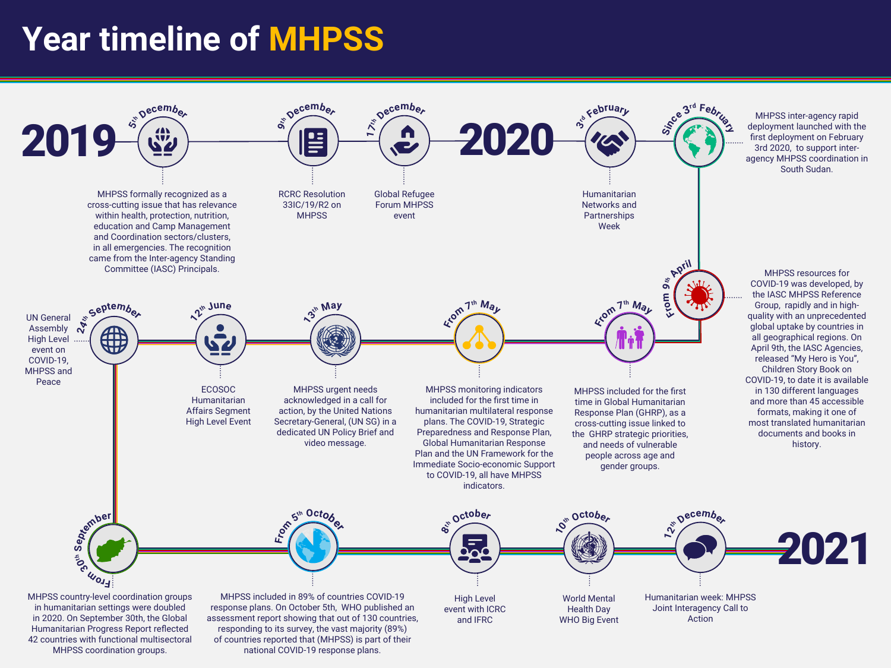# Year timeline of MHPSS

## 2019

**5th December**

MHPSS formally recognized as a cross-cutting issue that has relevance within health, protection, nutrition, education and Camp Management and Coordination sectors/clusters, in all emergencies. The recognition came from the Inter-agency Standing Committee (IASC) Principals.

**9th December**

RCRC Resolution 33IC/19/R2 on MHPSS

**17th December**

Global Refugee Forum MHPSS event

## 2020

**3rd February**

Humanitarian Networks and Partnerships Week

**Since 3rd February**

MHPSS inter-agency rapid deployment launched with the first deployment on February 3rd 2020, to support inter-agency MHPSS coordination in South Sudan.

**From 9th April**

MHPSS resources for COVID-19 was developed, by the IASC MHPSS Reference Group, rapidly and in high-quality with an unprecedented global uptake by countries in all geographical regions. On April 9th, the IASC Agencies, released "My Hero is You", Children Story Book on COVID-19, to date it is available in 130 different languages and more than 45 accessible formats, making it one of most translated humanitarian documents and books in history.

**From 7th May**

MHPSS included for the first time in Global Humanitarian Response Plan (GHRP), as a cross-cutting issue linked to the GHRP strategic priorities, and needs of vulnerable people across age and gender groups.

**From 7th May**

MHPSS monitoring indicators included for the first time in humanitarian multilateral response plans. The COVID-19, Strategic Preparedness and Response Plan, Global Humanitarian Response Plan and the UN Framework for the Immediate Socio-economic Support to COVID-19, all have MHPSS indicators.

**13th May**

MHPSS urgent needs acknowledged in a call for action, by the United Nations Secretary-General, (UN SG) in a dedicated UN Policy Brief and video message.

**12th June**

ECOSOC Humanitarian Affairs Segment High Level Event

**24th September**

UN General Assembly High Level event on COVID-19, MHPSS and Peace

**From 30th September**

MHPSS country-level coordination groups in humanitarian settings were doubled in 2020. On September 30th, the Global Humanitarian Progress Report reflected 42 countries with functional multisectoral MHPSS coordination groups.

**From 5th October**

MHPSS included in 89% of countries COVID-19 response plans. On October 5th, WHO published an assessment report showing that out of 130 countries, responding to its survey, the vast majority (89%) of countries reported that (MHPSS) is part of their national COVID-19 response plans.

**8th October**

High Level event with ICRC and IFRC

**10th October**

World Mental Health Day WHO Big Event

**12th December**

Humanitarian week: MHPSS Joint Interagency Call to Action

## 2021